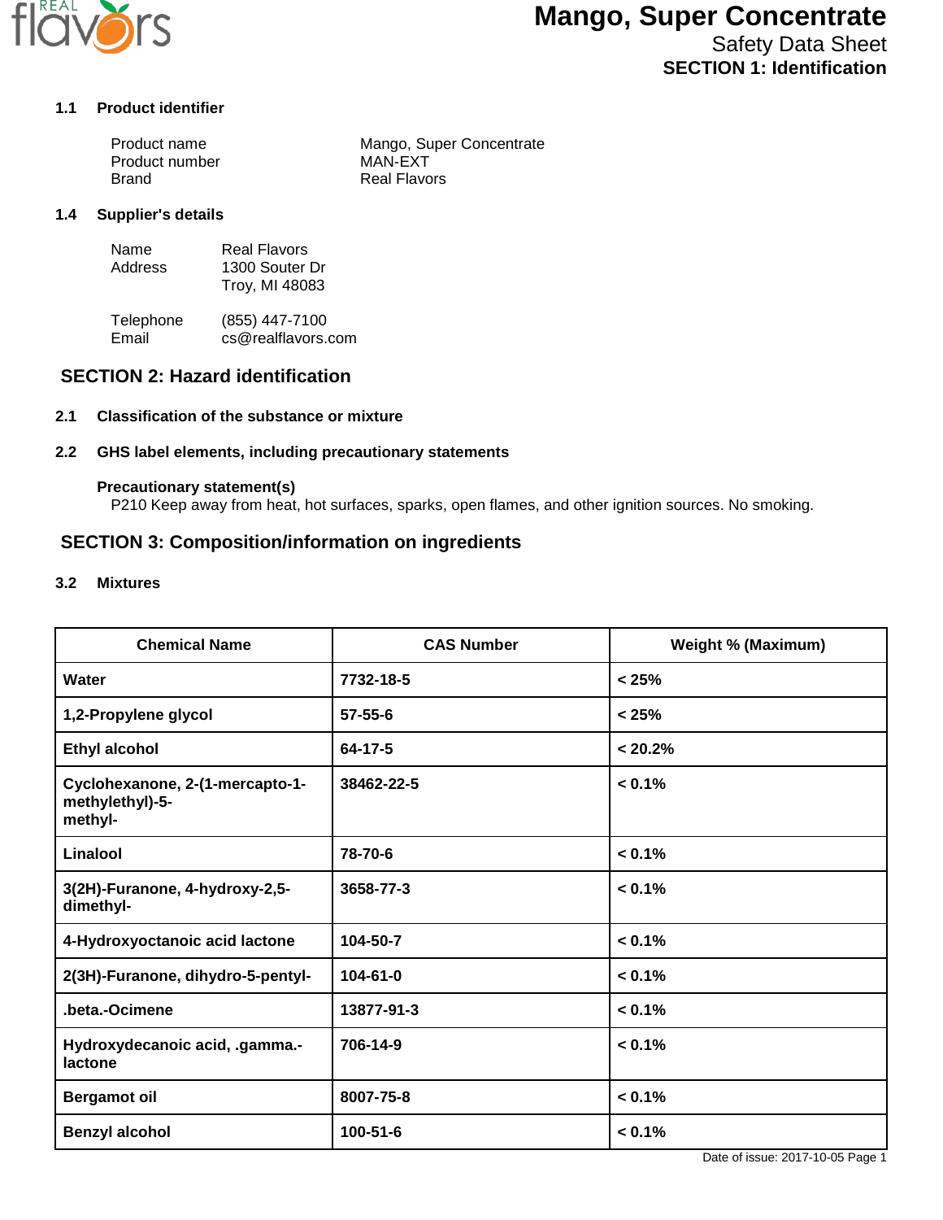# Mango, Super Concentrate

Safety Data Sheet

## SECTION 1: Identification

### 1.1 Product identifier

| | |
|---|---|
| Product name | Mango, Super Concentrate |
| Product number | MAN-EXT |
| Brand | Real Flavors |

### 1.4 Supplier's details

| | |
|---|---|
| Name | Real Flavors |
| Address | 1300 Souter Dr<br>Troy, MI 48083 |
| Telephone | (855) 447-7100 |
| Email | cs@realflavors.com |

## SECTION 2: Hazard identification

### 2.1 Classification of the substance or mixture

### 2.2 GHS label elements, including precautionary statements

**Precautionary statement(s)**

P210 Keep away from heat, hot surfaces, sparks, open flames, and other ignition sources. No smoking.

## SECTION 3: Composition/information on ingredients

### 3.2 Mixtures

| Chemical Name | CAS Number | Weight % (Maximum) |
|---|---|---|
| Water | 7732-18-5 | < 25% |
| 1,2-Propylene glycol | 57-55-6 | < 25% |
| Ethyl alcohol | 64-17-5 | < 20.2% |
| Cyclohexanone, 2-(1-mercapto-1-methylethyl)-5-methyl- | 38462-22-5 | < 0.1% |
| Linalool | 78-70-6 | < 0.1% |
| 3(2H)-Furanone, 4-hydroxy-2,5-dimethyl- | 3658-77-3 | < 0.1% |
| 4-Hydroxyoctanoic acid lactone | 104-50-7 | < 0.1% |
| 2(3H)-Furanone, dihydro-5-pentyl- | 104-61-0 | < 0.1% |
| .beta.-Ocimene | 13877-91-3 | < 0.1% |
| Hydroxydecanoic acid, .gamma.-lactone | 706-14-9 | < 0.1% |
| Bergamot oil | 8007-75-8 | < 0.1% |
| Benzyl alcohol | 100-51-6 | < 0.1% |

Date of issue: 2017-10-05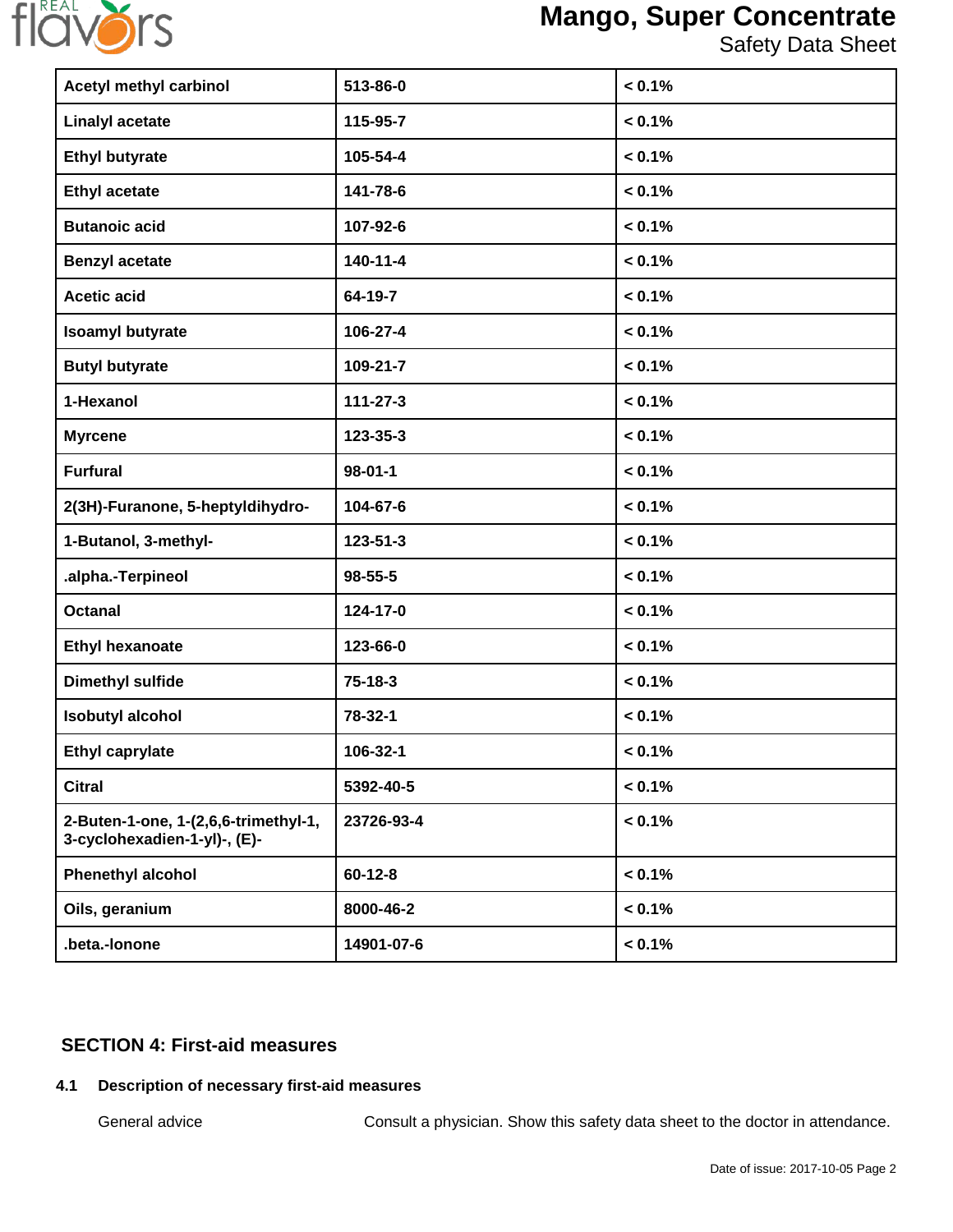| Acetyl methyl carbinol | 513-86-0 | < 0.1% |
|---|---|---|
| Linalyl acetate | 115-95-7 | < 0.1% |
| Ethyl butyrate | 105-54-4 | < 0.1% |
| Ethyl acetate | 141-78-6 | < 0.1% |
| Butanoic acid | 107-92-6 | < 0.1% |
| Benzyl acetate | 140-11-4 | < 0.1% |
| Acetic acid | 64-19-7 | < 0.1% |
| Isoamyl butyrate | 106-27-4 | < 0.1% |
| Butyl butyrate | 109-21-7 | < 0.1% |
| 1-Hexanol | 111-27-3 | < 0.1% |
| Myrcene | 123-35-3 | < 0.1% |
| Furfural | 98-01-1 | < 0.1% |
| 2(3H)-Furanone, 5-heptyldihydro- | 104-67-6 | < 0.1% |
| 1-Butanol, 3-methyl- | 123-51-3 | < 0.1% |
| .alpha.-Terpineol | 98-55-5 | < 0.1% |
| Octanal | 124-17-0 | < 0.1% |
| Ethyl hexanoate | 123-66-0 | < 0.1% |
| Dimethyl sulfide | 75-18-3 | < 0.1% |
| Isobutyl alcohol | 78-32-1 | < 0.1% |
| Ethyl caprylate | 106-32-1 | < 0.1% |
| Citral | 5392-40-5 | < 0.1% |
| 2-Buten-1-one, 1-(2,6,6-trimethyl-1, 3-cyclohexadien-1-yl)-, (E)- | 23726-93-4 | < 0.1% |
| Phenethyl alcohol | 60-12-8 | < 0.1% |
| Oils, geranium | 8000-46-2 | < 0.1% |
| .beta.-Ionone | 14901-07-6 | < 0.1% |

## SECTION 4: First-aid measures

### 4.1 Description of necessary first-aid measures

General advice — Consult a physician. Show this safety data sheet to the doctor in attendance.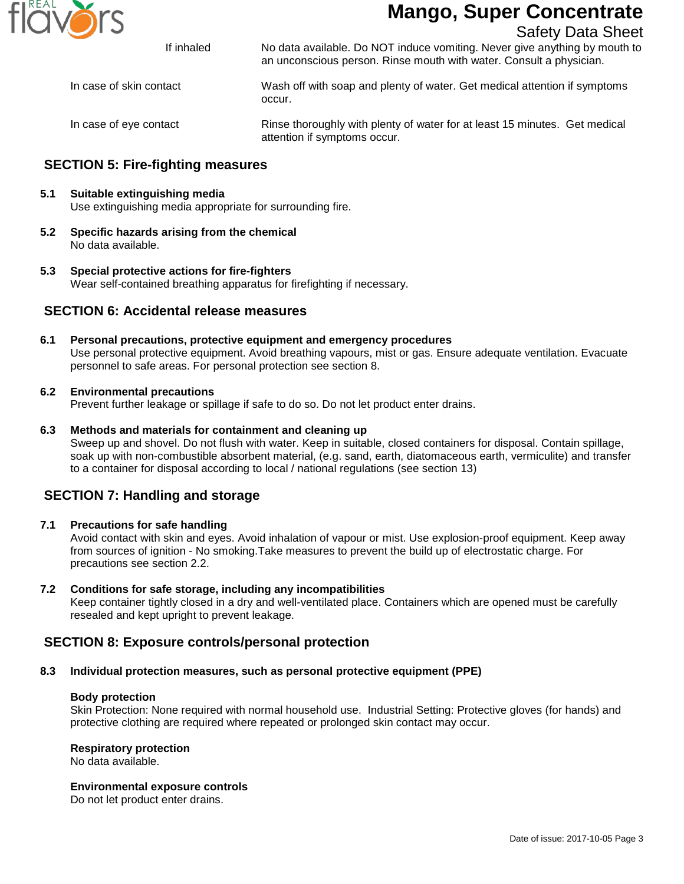| | |
|---|---|
| If inhaled | No data available. Do NOT induce vomiting. Never give anything by mouth to an unconscious person. Rinse mouth with water. Consult a physician. |
| In case of skin contact | Wash off with soap and plenty of water. Get medical attention if symptoms occur. |
| In case of eye contact | Rinse thoroughly with plenty of water for at least 15 minutes. Get medical attention if symptoms occur. |

## SECTION 5: Fire-fighting measures

**5.1 Suitable extinguishing media**

Use extinguishing media appropriate for surrounding fire.

**5.2 Specific hazards arising from the chemical**

No data available.

**5.3 Special protective actions for fire-fighters**

Wear self-contained breathing apparatus for firefighting if necessary.

## SECTION 6: Accidental release measures

**6.1 Personal precautions, protective equipment and emergency procedures**

Use personal protective equipment. Avoid breathing vapours, mist or gas. Ensure adequate ventilation. Evacuate personnel to safe areas. For personal protection see section 8.

**6.2 Environmental precautions**

Prevent further leakage or spillage if safe to do so. Do not let product enter drains.

**6.3 Methods and materials for containment and cleaning up**

Sweep up and shovel. Do not flush with water. Keep in suitable, closed containers for disposal. Contain spillage, soak up with non-combustible absorbent material, (e.g. sand, earth, diatomaceous earth, vermiculite) and transfer to a container for disposal according to local / national regulations (see section 13)

## SECTION 7: Handling and storage

**7.1 Precautions for safe handling**

Avoid contact with skin and eyes. Avoid inhalation of vapour or mist. Use explosion-proof equipment. Keep away from sources of ignition - No smoking.Take measures to prevent the build up of electrostatic charge. For precautions see section 2.2.

**7.2 Conditions for safe storage, including any incompatibilities**

Keep container tightly closed in a dry and well-ventilated place. Containers which are opened must be carefully resealed and kept upright to prevent leakage.

## SECTION 8: Exposure controls/personal protection

**8.3 Individual protection measures, such as personal protective equipment (PPE)**

**Body protection**

Skin Protection: None required with normal household use. Industrial Setting: Protective gloves (for hands) and protective clothing are required where repeated or prolonged skin contact may occur.

**Respiratory protection**

No data available.

**Environmental exposure controls**

Do not let product enter drains.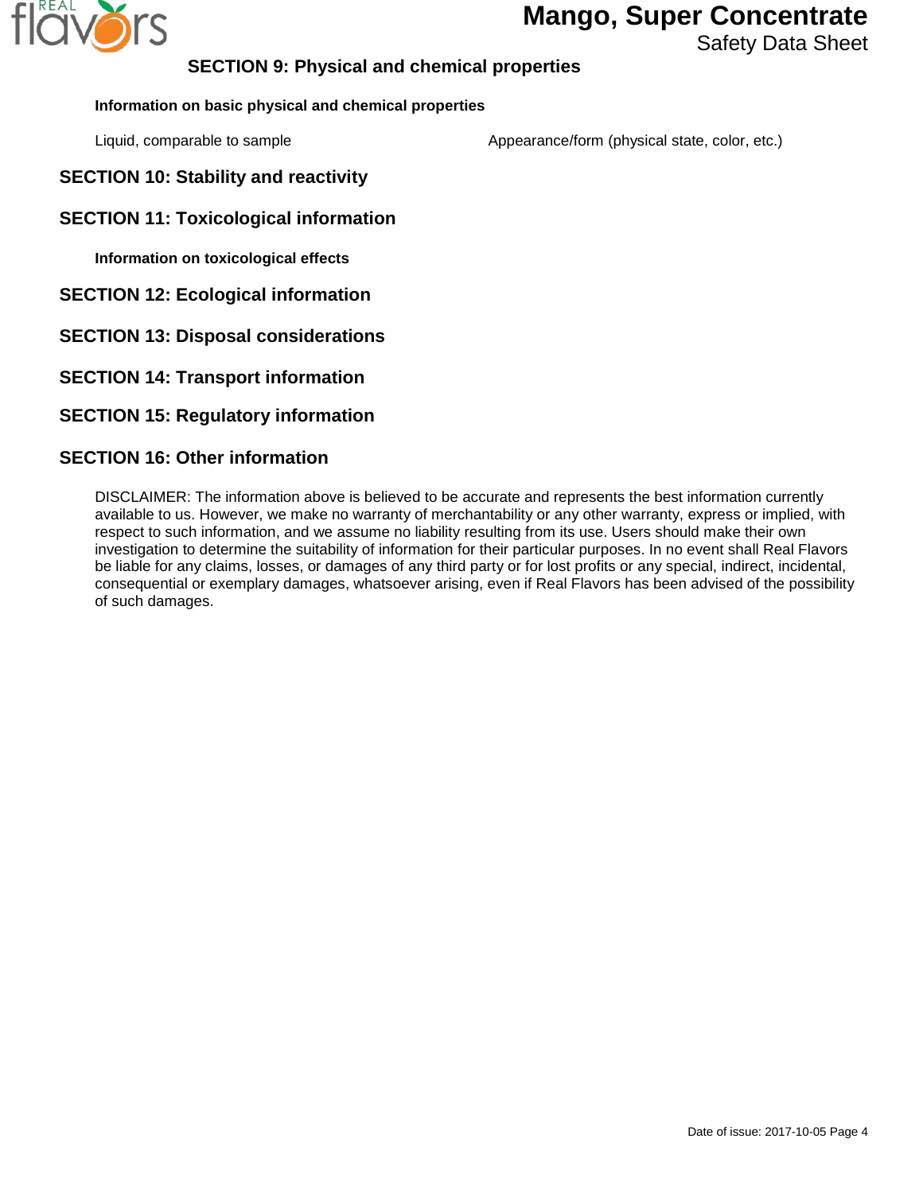## SECTION 9: Physical and chemical properties

**Information on basic physical and chemical properties**

| | |
|---|---|
| Liquid, comparable to sample | Appearance/form (physical state, color, etc.) |

## SECTION 10: Stability and reactivity

## SECTION 11: Toxicological information

**Information on toxicological effects**

## SECTION 12: Ecological information

## SECTION 13: Disposal considerations

## SECTION 14: Transport information

## SECTION 15: Regulatory information

## SECTION 16: Other information

DISCLAIMER: The information above is believed to be accurate and represents the best information currently available to us. However, we make no warranty of merchantability or any other warranty, express or implied, with respect to such information, and we assume no liability resulting from its use. Users should make their own investigation to determine the suitability of information for their particular purposes. In no event shall Real Flavors be liable for any claims, losses, or damages of any third party or for lost profits or any special, indirect, incidental, consequential or exemplary damages, whatsoever arising, even if Real Flavors has been advised of the possibility of such damages.